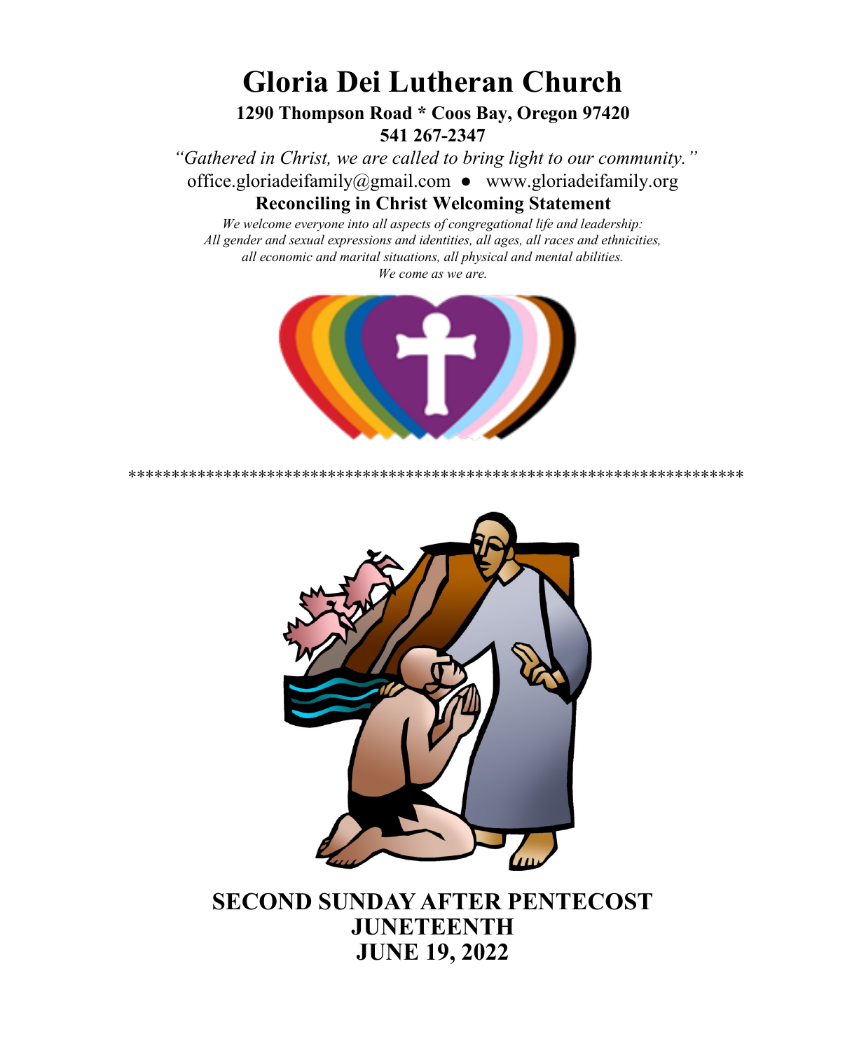# Gloria Dei Lutheran Church

**1290 Thompson Road * Coos Bay, Oregon 97420**
**541 267-2347**

*"Gathered in Christ, we are called to bring light to our community."*

office.gloriadeifamily@gmail.com ● www.gloriadeifamily.org

**Reconciling in Christ Welcoming Statement**

*We welcome everyone into all aspects of congregational life and leadership:*
*All gender and sexual expressions and identities, all ages, all races and ethnicities,*
*all economic and marital situations, all physical and mental abilities.*
*We come as we are.*

*********************************************************************

## SECOND SUNDAY AFTER PENTECOST
## JUNETEENTH
## JUNE 19, 2022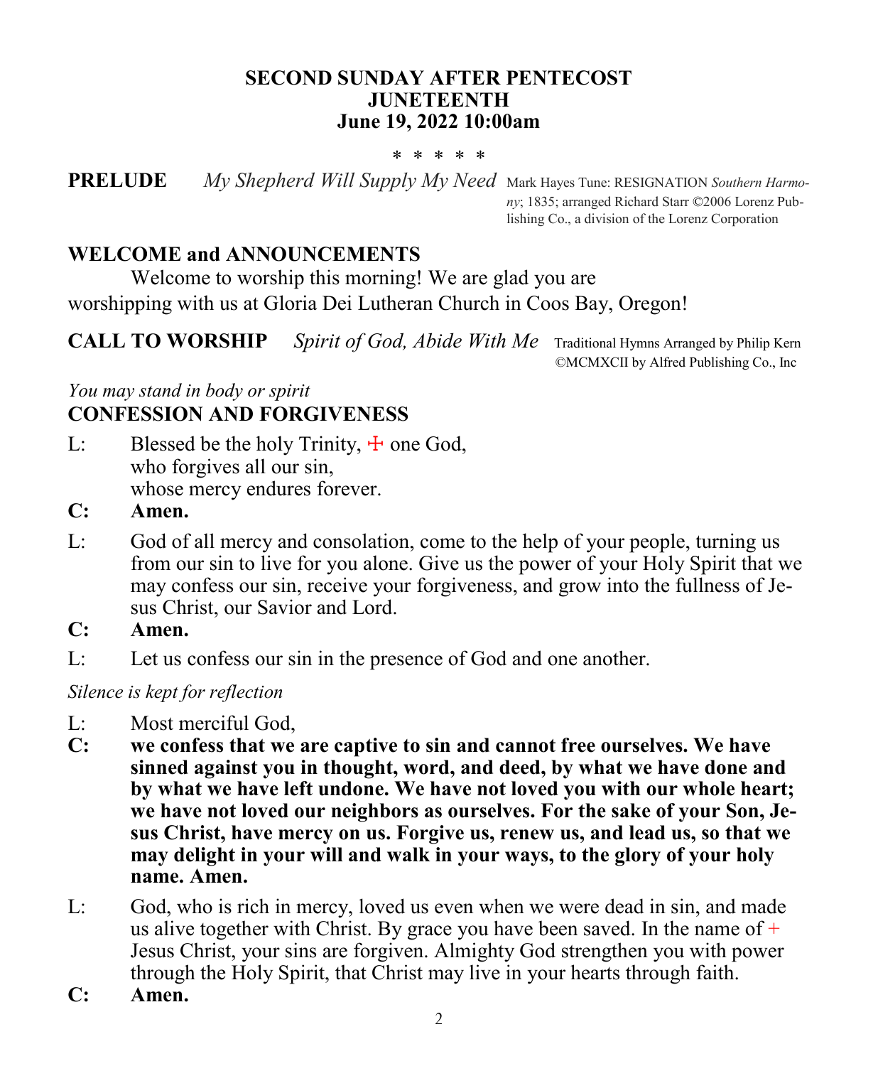**SECOND SUNDAY AFTER PENTECOST**
**JUNETEENTH**
**June 19, 2022 10:00am**

\* \* \* \* \*

**PRELUDE** *My Shepherd Will Supply My Need* Mark Hayes Tune: RESIGNATION *Southern Harmony*; 1835; arranged Richard Starr ©2006 Lorenz Publishing Co., a division of the Lorenz Corporation

## WELCOME and ANNOUNCEMENTS

Welcome to worship this morning! We are glad you are worshipping with us at Gloria Dei Lutheran Church in Coos Bay, Oregon!

**CALL TO WORSHIP** *Spirit of God, Abide With Me* Traditional Hymns Arranged by Philip Kern ©MCMXCII by Alfred Publishing Co., Inc

*You may stand in body or spirit*

## CONFESSION AND FORGIVENESS

L: Blessed be the holy Trinity, ☩ one God,
who forgives all our sin,
whose mercy endures forever.

**C: Amen.**

L: God of all mercy and consolation, come to the help of your people, turning us from our sin to live for you alone. Give us the power of your Holy Spirit that we may confess our sin, receive your forgiveness, and grow into the fullness of Jesus Christ, our Savior and Lord.

**C: Amen.**

L: Let us confess our sin in the presence of God and one another.

*Silence is kept for reflection*

L: Most merciful God,

**C: we confess that we are captive to sin and cannot free ourselves. We have sinned against you in thought, word, and deed, by what we have done and by what we have left undone. We have not loved you with our whole heart; we have not loved our neighbors as ourselves. For the sake of your Son, Jesus Christ, have mercy on us. Forgive us, renew us, and lead us, so that we may delight in your will and walk in your ways, to the glory of your holy name. Amen.**

L: God, who is rich in mercy, loved us even when we were dead in sin, and made us alive together with Christ. By grace you have been saved. In the name of + Jesus Christ, your sins are forgiven. Almighty God strengthen you with power through the Holy Spirit, that Christ may live in your hearts through faith.

**C: Amen.**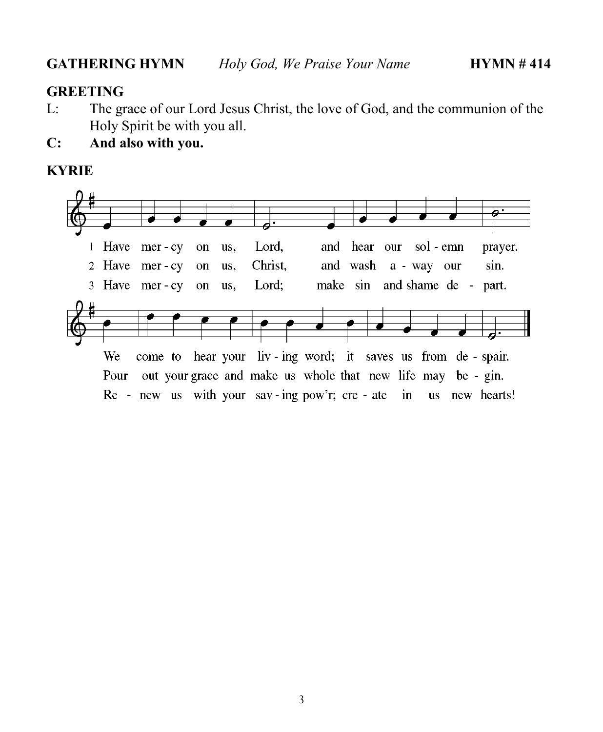**GATHERING HYMN** *Holy God, We Praise Your Name* **HYMN # 414**

**GREETING**

L: The grace of our Lord Jesus Christ, the love of God, and the communion of the Holy Spirit be with you all.

**C: And also with you.**

**KYRIE**

1 Have mercy on us, Lord, and hear our solemn prayer.
We come to hear your living word; it saves us from despair.

2 Have mercy on us, Christ, and wash away our sin.
Pour out your grace and make us whole that new life may begin.

3 Have mercy on us, Lord; make sin and shame depart.
Renew us with your saving pow'r; create in us new hearts!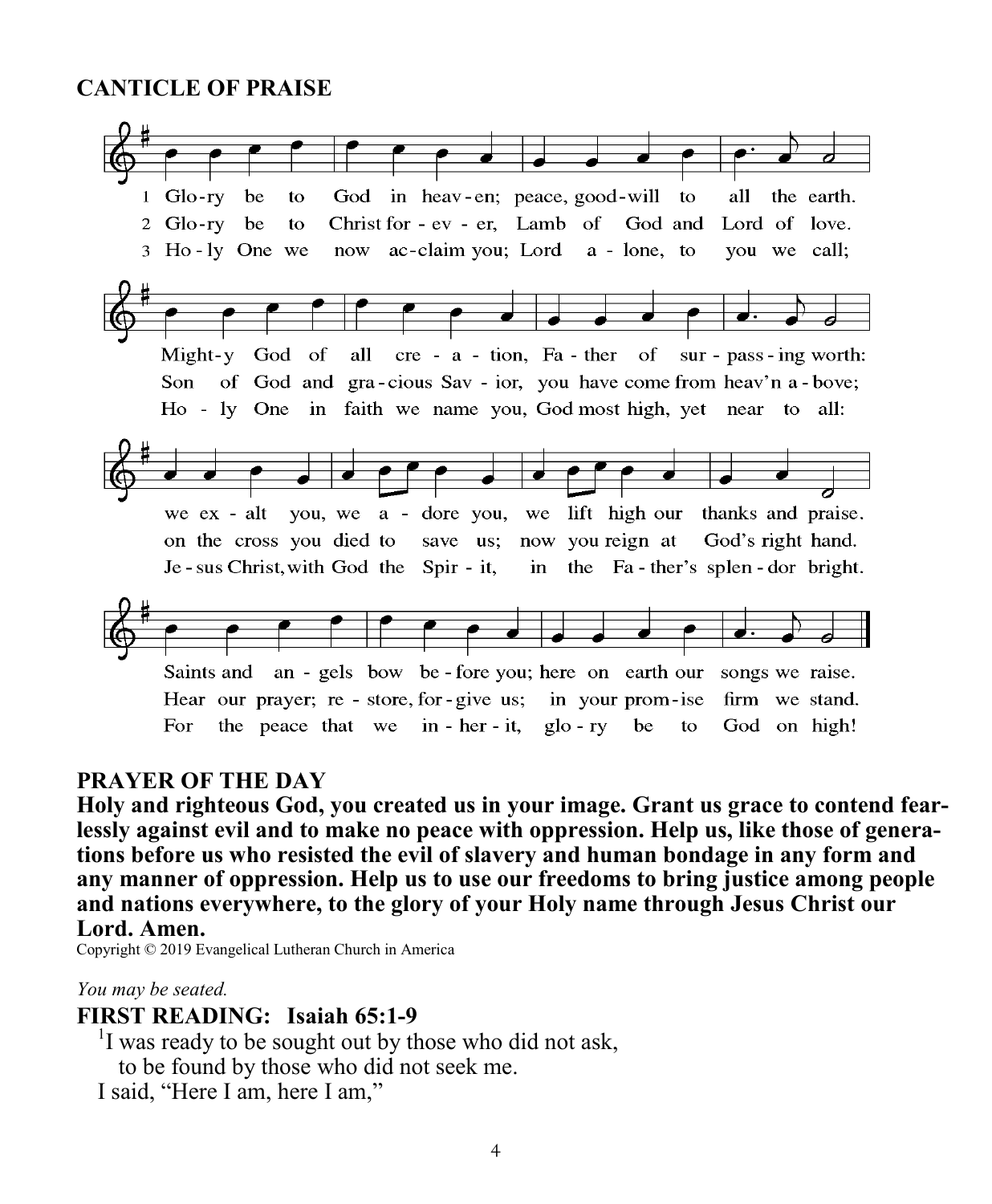## CANTICLE OF PRAISE

1 Glo-ry be to God in heav-en; peace, good-will to all the earth.
2 Glo-ry be to Christ for - ev - er, Lamb of God and Lord of love.
3 Ho - ly One we now ac-claim you; Lord a - lone, to you we call;

Might-y God of all cre - a - tion, Fa - ther of sur - pass - ing worth:
Son of God and gra - cious Sav - ior, you have come from heav'n a - bove;
Ho - ly One in faith we name you, God most high, yet near to all:

we ex - alt you, we a - dore you, we lift high our thanks and praise.
on the cross you died to save us; now you reign at God's right hand.
Je - sus Christ, with God the Spir - it, in the Fa - ther's splen - dor bright.

Saints and an - gels bow be - fore you; here on earth our songs we raise.
Hear our prayer; re - store, for - give us; in your prom - ise firm we stand.
For the peace that we in - her - it, glo - ry be to God on high!

## PRAYER OF THE DAY

**Holy and righteous God, you created us in your image. Grant us grace to contend fearlessly against evil and to make no peace with oppression. Help us, like those of generations before us who resisted the evil of slavery and human bondage in any form and any manner of oppression. Help us to use our freedoms to bring justice among people and nations everywhere, to the glory of your Holy name through Jesus Christ our Lord. Amen.**

Copyright © 2019 Evangelical Lutheran Church in America

*You may be seated.*

## FIRST READING: Isaiah 65:1-9

[1]I was ready to be sought out by those who did not ask,
to be found by those who did not seek me.
I said, "Here I am, here I am,"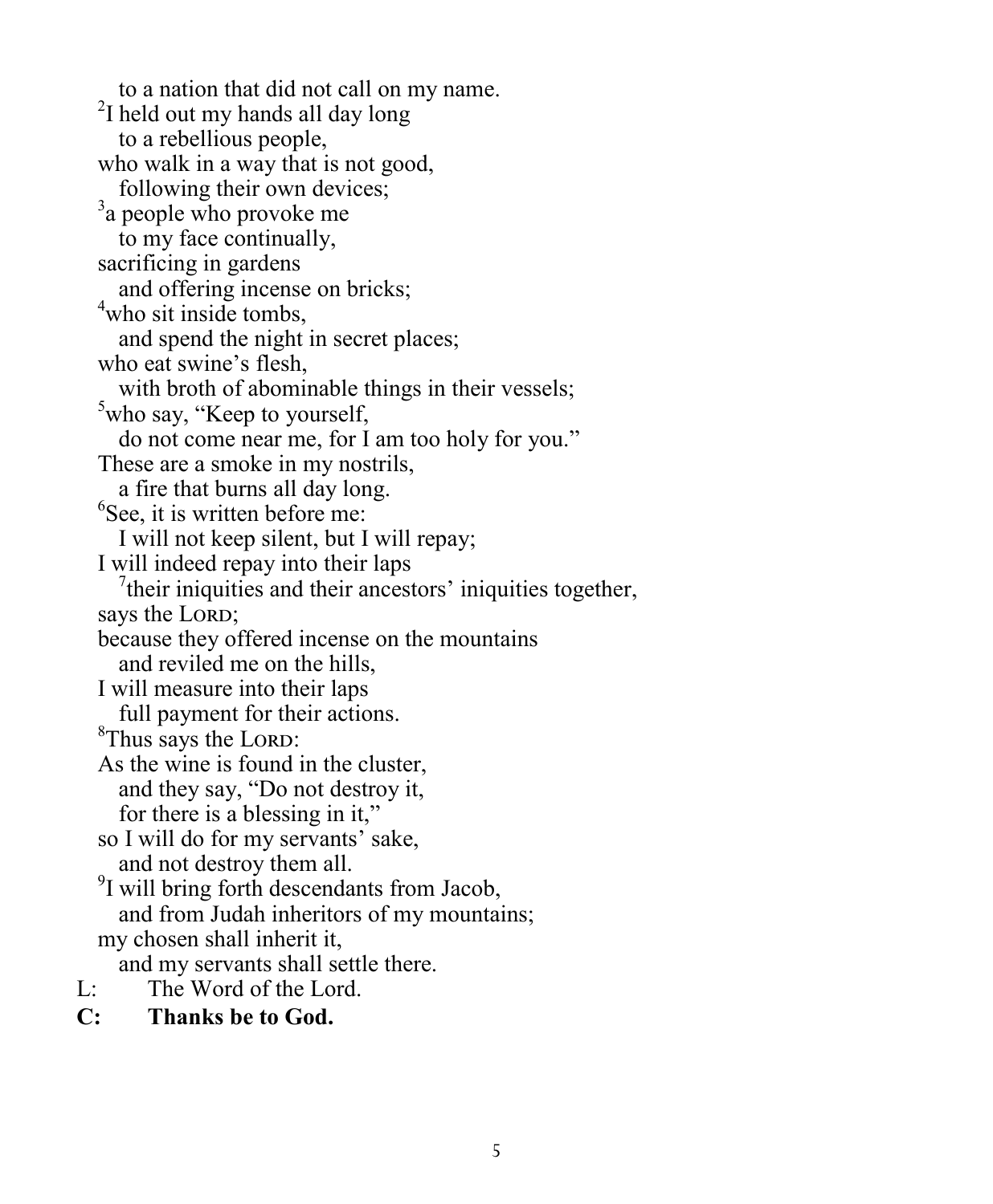to a nation that did not call on my name.
[2]I held out my hands all day long
to a rebellious people,
who walk in a way that is not good,
following their own devices;
[3]a people who provoke me
to my face continually,
sacrificing in gardens
and offering incense on bricks;
[4]who sit inside tombs,
and spend the night in secret places;
who eat swine's flesh,
with broth of abominable things in their vessels;
[5]who say, "Keep to yourself,
do not come near me, for I am too holy for you."
These are a smoke in my nostrils,
a fire that burns all day long.
[6]See, it is written before me:
I will not keep silent, but I will repay;
I will indeed repay into their laps
[7]their iniquities and their ancestors' iniquities together,
says the LORD;
because they offered incense on the mountains
and reviled me on the hills,
I will measure into their laps
full payment for their actions.
[8]Thus says the LORD:
As the wine is found in the cluster,
and they say, "Do not destroy it,
for there is a blessing in it,"
so I will do for my servants' sake,
and not destroy them all.
[9]I will bring forth descendants from Jacob,
and from Judah inheritors of my mountains;
my chosen shall inherit it,
and my servants shall settle there.

L: The Word of the Lord.

**C: Thanks be to God.**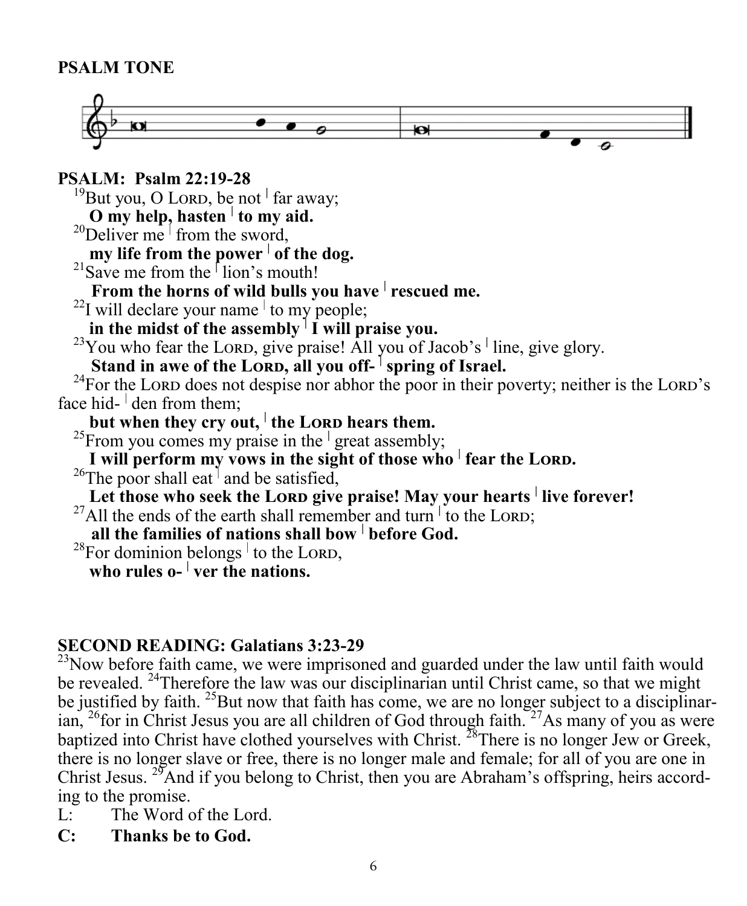**PSALM TONE**

**PSALM: Psalm 22:19-28**

[19]But you, O LORD, be not | far away;
**O my help, hasten | to my aid.**
[20]Deliver me | from the sword,
**my life from the power | of the dog.**
[21]Save me from the | lion's mouth!
**From the horns of wild bulls you have | rescued me.**
[22]I will declare your name | to my people;
**in the midst of the assembly | I will praise you.**
[23]You who fear the LORD, give praise! All you of Jacob's | line, give glory.
**Stand in awe of the LORD, all you off- | spring of Israel.**
[24]For the LORD does not despise nor abhor the poor in their poverty; neither is the LORD's face hid- | den from them;
**but when they cry out, | the LORD hears them.**
[25]From you comes my praise in the | great assembly;
**I will perform my vows in the sight of those who | fear the LORD.**
[26]The poor shall eat | and be satisfied,
**Let those who seek the LORD give praise! May your hearts | live forever!**
[27]All the ends of the earth shall remember and turn | to the LORD;
**all the families of nations shall bow | before God.**
[28]For dominion belongs | to the LORD,
**who rules o- | ver the nations.**

**SECOND READING: Galatians 3:23-29**

[23]Now before faith came, we were imprisoned and guarded under the law until faith would be revealed. [24]Therefore the law was our disciplinarian until Christ came, so that we might be justified by faith. [25]But now that faith has come, we are no longer subject to a disciplinarian, [26]for in Christ Jesus you are all children of God through faith. [27]As many of you as were baptized into Christ have clothed yourselves with Christ. [28]There is no longer Jew or Greek, there is no longer slave or free, there is no longer male and female; for all of you are one in Christ Jesus. [29]And if you belong to Christ, then you are Abraham's offspring, heirs according to the promise.

L: The Word of the Lord.

**C: Thanks be to God.**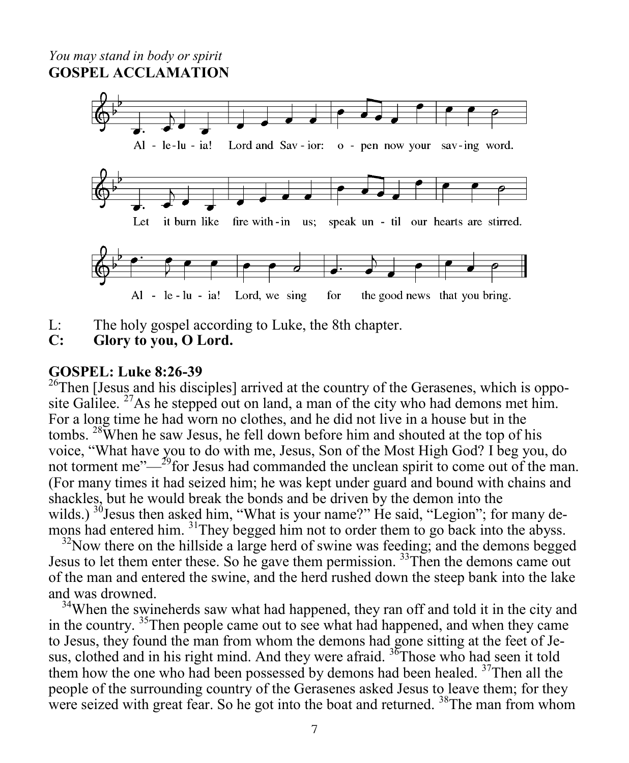*You may stand in body or spirit*

**GOSPEL ACCLAMATION**

Al - le-lu - ia! Lord and Sav - ior: o - pen now your sav-ing word.

Let it burn like fire with-in us; speak un - til our hearts are stirred.

Al - le - lu - ia! Lord, we sing for the good news that you bring.

L: The holy gospel according to Luke, the 8th chapter.

**C: Glory to you, O Lord.**

**GOSPEL: Luke 8:26-39**

[26]Then [Jesus and his disciples] arrived at the country of the Gerasenes, which is opposite Galilee. [27]As he stepped out on land, a man of the city who had demons met him. For a long time he had worn no clothes, and he did not live in a house but in the tombs. [28]When he saw Jesus, he fell down before him and shouted at the top of his voice, "What have you to do with me, Jesus, Son of the Most High God? I beg you, do not torment me"—[29]for Jesus had commanded the unclean spirit to come out of the man. (For many times it had seized him; he was kept under guard and bound with chains and shackles, but he would break the bonds and be driven by the demon into the wilds.) [30]Jesus then asked him, "What is your name?" He said, "Legion"; for many demons had entered him. [31]They begged him not to order them to go back into the abyss.

[32]Now there on the hillside a large herd of swine was feeding; and the demons begged Jesus to let them enter these. So he gave them permission. [33]Then the demons came out of the man and entered the swine, and the herd rushed down the steep bank into the lake and was drowned.

[34]When the swineherds saw what had happened, they ran off and told it in the city and in the country. [35]Then people came out to see what had happened, and when they came to Jesus, they found the man from whom the demons had gone sitting at the feet of Jesus, clothed and in his right mind. And they were afraid. [36]Those who had seen it told them how the one who had been possessed by demons had been healed. [37]Then all the people of the surrounding country of the Gerasenes asked Jesus to leave them; for they were seized with great fear. So he got into the boat and returned. [38]The man from whom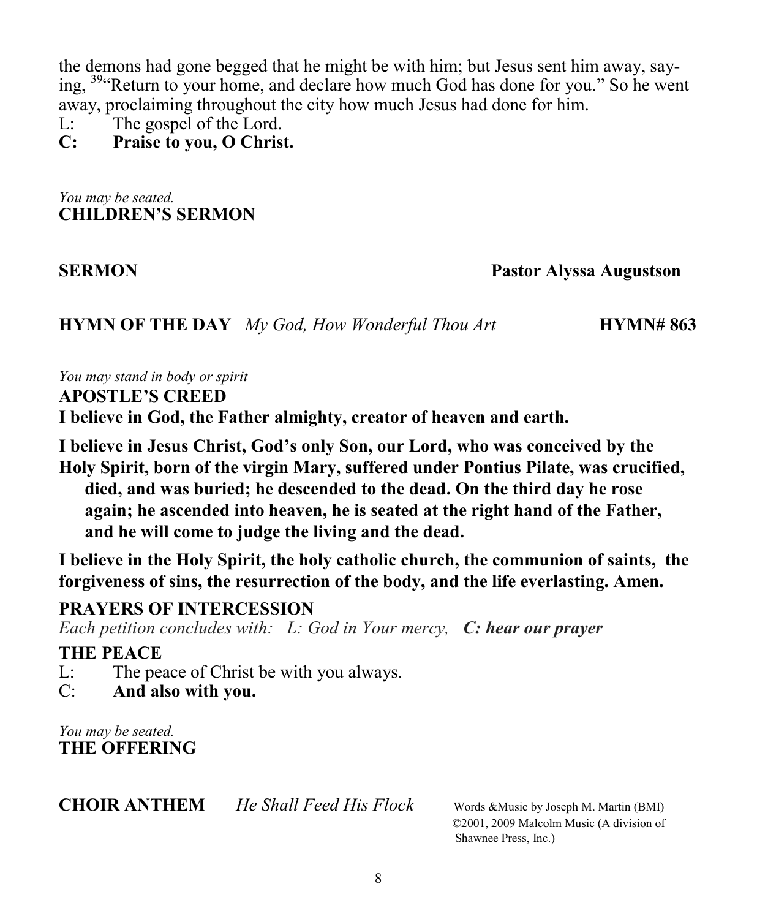the demons had gone begged that he might be with him; but Jesus sent him away, saying, [39]"Return to your home, and declare how much God has done for you." So he went away, proclaiming throughout the city how much Jesus had done for him.

L: The gospel of the Lord.

**C: Praise to you, O Christ.**

*You may be seated.*

**CHILDREN'S SERMON**

**SERMON** **Pastor Alyssa Augustson**

**HYMN OF THE DAY** *My God, How Wonderful Thou Art* **HYMN# 863**

*You may stand in body or spirit*

**APOSTLE'S CREED**

**I believe in God, the Father almighty, creator of heaven and earth.**

**I believe in Jesus Christ, God's only Son, our Lord, who was conceived by the Holy Spirit, born of the virgin Mary, suffered under Pontius Pilate, was crucified, died, and was buried; he descended to the dead. On the third day he rose again; he ascended into heaven, he is seated at the right hand of the Father, and he will come to judge the living and the dead.**

**I believe in the Holy Spirit, the holy catholic church, the communion of saints, the forgiveness of sins, the resurrection of the body, and the life everlasting. Amen.**

**PRAYERS OF INTERCESSION**

*Each petition concludes with: L: God in Your mercy,* ***C: hear our prayer***

**THE PEACE**

L: The peace of Christ be with you always.

C: **And also with you.**

*You may be seated.*

**THE OFFERING**

**CHOIR ANTHEM** *He Shall Feed His Flock* Words &Music by Joseph M. Martin (BMI) ©2001, 2009 Malcolm Music (A division of Shawnee Press, Inc.)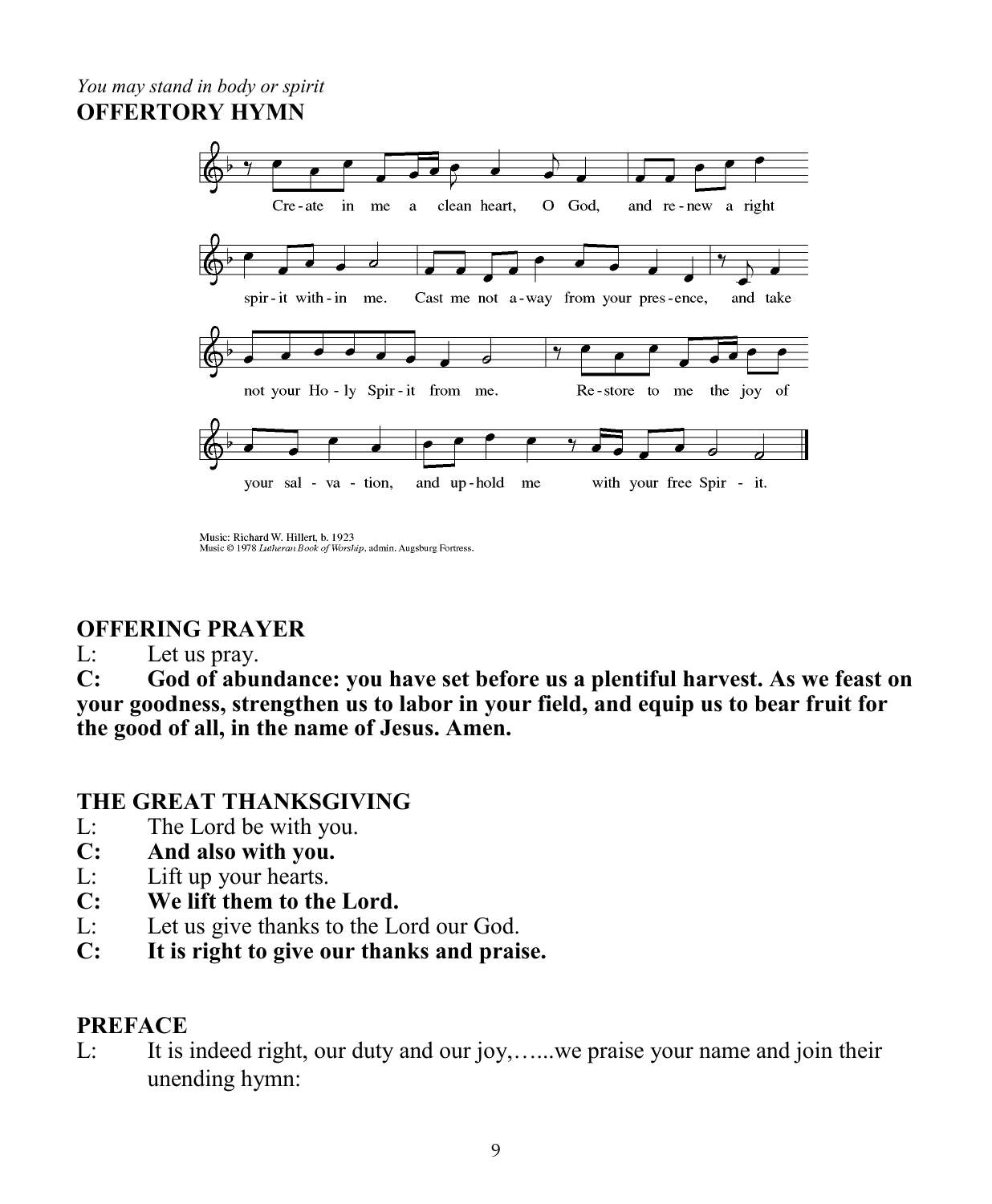*You may stand in body or spirit*

**OFFERTORY HYMN**

Cre-ate in me a clean heart, O God, and re-new a right spir-it with-in me. Cast me not a-way from your pres-ence, and take not your Ho-ly Spir-it from me. Re-store to me the joy of your sal-va-tion, and up-hold me with your free Spir-it.

Music: Richard W. Hillert, b. 1923
Music © 1978 *Lutheran Book of Worship*, admin. Augsburg Fortress.

**OFFERING PRAYER**

L: Let us pray.

**C: God of abundance: you have set before us a plentiful harvest. As we feast on your goodness, strengthen us to labor in your field, and equip us to bear fruit for the good of all, in the name of Jesus. Amen.**

**THE GREAT THANKSGIVING**

L: The Lord be with you.

**C: And also with you.**

L: Lift up your hearts.

**C: We lift them to the Lord.**

L: Let us give thanks to the Lord our God.

**C: It is right to give our thanks and praise.**

**PREFACE**

L: It is indeed right, our duty and our joy,…...we praise your name and join their unending hymn: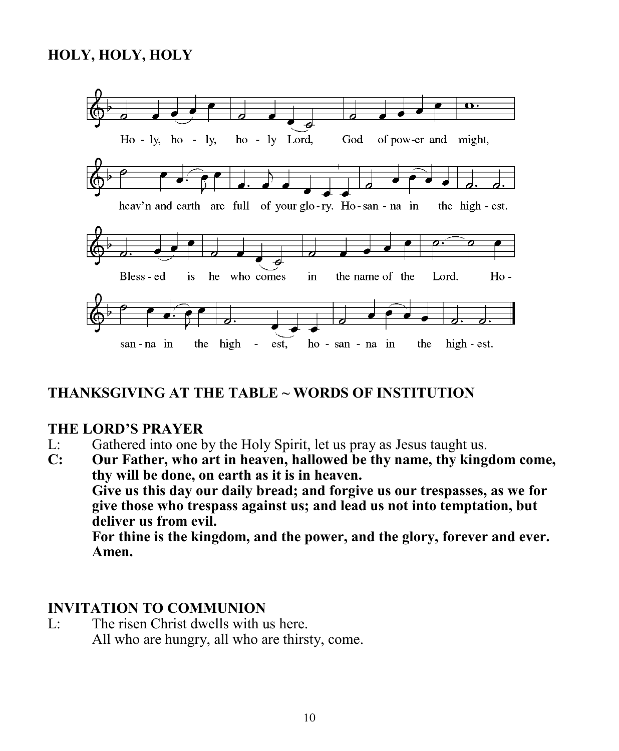## HOLY, HOLY, HOLY

Ho - ly, ho - ly, ho - ly Lord, God of pow-er and might,

heav'n and earth are full of your glo - ry. Ho - san - na in the high - est.

Bless - ed is he who comes in the name of the Lord. Ho -

san - na in the high - est, ho - san - na in the high - est.

## THANKSGIVING AT THE TABLE ~ WORDS OF INSTITUTION

## THE LORD'S PRAYER

L: Gathered into one by the Holy Spirit, let us pray as Jesus taught us.

**C: Our Father, who art in heaven, hallowed be thy name, thy kingdom come, thy will be done, on earth as it is in heaven.**
**Give us this day our daily bread; and forgive us our trespasses, as we for give those who trespass against us; and lead us not into temptation, but deliver us from evil.**
**For thine is the kingdom, and the power, and the glory, forever and ever. Amen.**

## INVITATION TO COMMUNION

L: The risen Christ dwells with us here.
All who are hungry, all who are thirsty, come.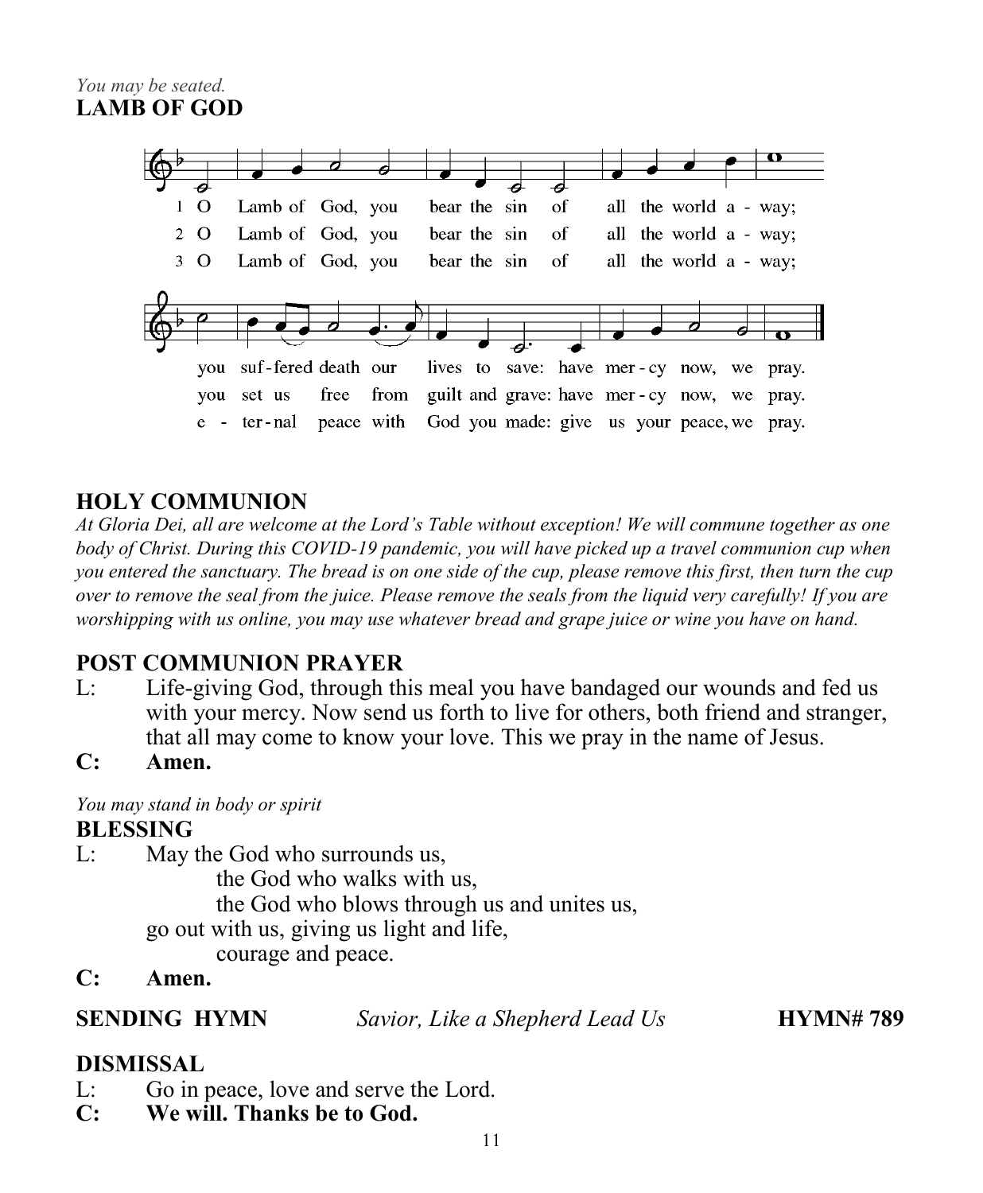*You may be seated.*

**LAMB OF GOD**

1 O Lamb of God, you bear the sin of all the world a - way; you suf - fered death our lives to save: have mer - cy now, we pray.

2 O Lamb of God, you bear the sin of all the world a - way; you set us free from guilt and grave: have mer - cy now, we pray.

3 O Lamb of God, you bear the sin of all the world a - way; e - ter - nal peace with God you made: give us your peace, we pray.

## HOLY COMMUNION

*At Gloria Dei, all are welcome at the Lord's Table without exception! We will commune together as one body of Christ. During this COVID-19 pandemic, you will have picked up a travel communion cup when you entered the sanctuary. The bread is on one side of the cup, please remove this first, then turn the cup over to remove the seal from the juice. Please remove the seals from the liquid very carefully! If you are worshipping with us online, you may use whatever bread and grape juice or wine you have on hand.*

## POST COMMUNION PRAYER

L: Life-giving God, through this meal you have bandaged our wounds and fed us with your mercy. Now send us forth to live for others, both friend and stranger, that all may come to know your love. This we pray in the name of Jesus.

**C: Amen.**

*You may stand in body or spirit*

## BLESSING

L: May the God who surrounds us,
the God who walks with us,
the God who blows through us and unites us,
go out with us, giving us light and life,
courage and peace.

**C: Amen.**

**SENDING HYMN** *Savior, Like a Shepherd Lead Us* **HYMN# 789**

## DISMISSAL

L: Go in peace, love and serve the Lord.

**C: We will. Thanks be to God.**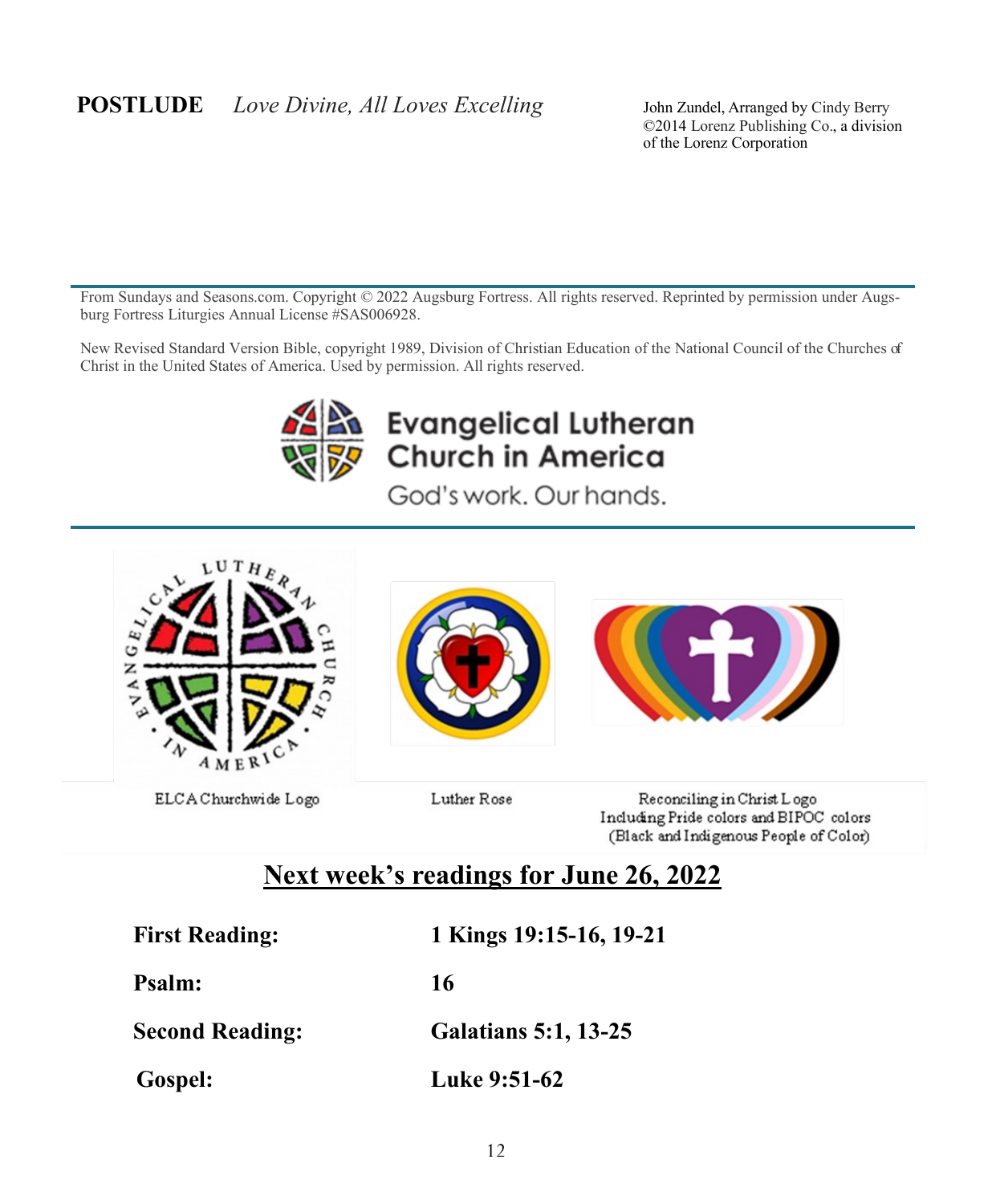**POSTLUDE** *Love Divine, All Loves Excelling*

John Zundel, Arranged by Cindy Berry
©2014 Lorenz Publishing Co., a division of the Lorenz Corporation

---

From Sundays and Seasons.com. Copyright © 2022 Augsburg Fortress. All rights reserved. Reprinted by permission under Augsburg Fortress Liturgies Annual License #SAS006928.

New Revised Standard Version Bible, copyright 1989, Division of Christian Education of the National Council of the Churches of Christ in the United States of America. Used by permission. All rights reserved.

Evangelical Lutheran Church in America
God's work. Our hands.

---

ELCA Churchwide Logo

Luther Rose

Reconciling in Christ Logo
Including Pride colors and BIPOC colors
(Black and Indigenous People of Color)

## Next week's readings for June 26, 2022

| | |
|---|---|
| **First Reading:** | **1 Kings 19:15-16, 19-21** |
| **Psalm:** | **16** |
| **Second Reading:** | **Galatians 5:1, 13-25** |
| **Gospel:** | **Luke 9:51-62** |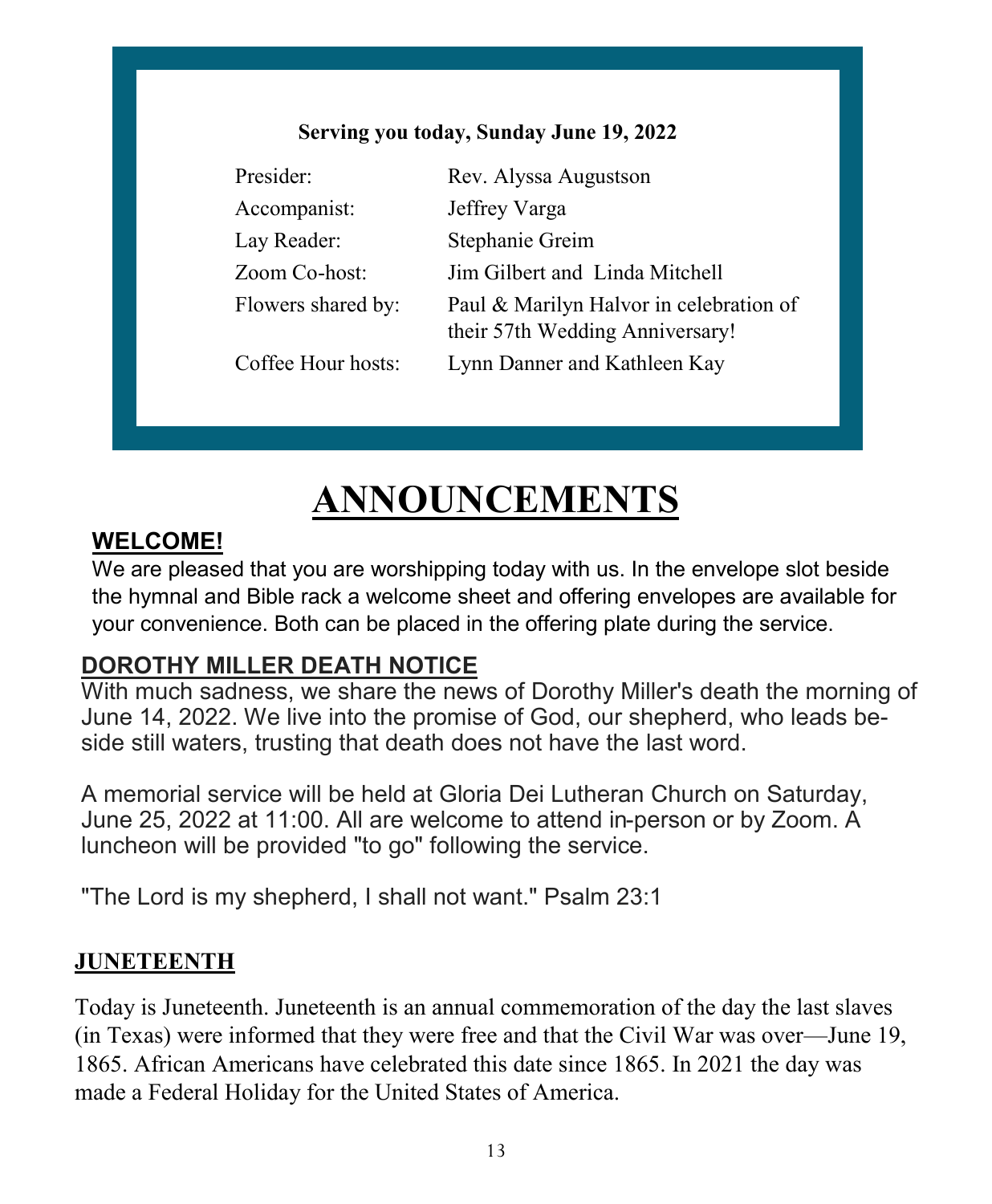**Serving you today, Sunday June 19, 2022**

| | |
|---|---|
| Presider: | Rev. Alyssa Augustson |
| Accompanist: | Jeffrey Varga |
| Lay Reader: | Stephanie Greim |
| Zoom Co-host: | Jim Gilbert and Linda Mitchell |
| Flowers shared by: | Paul & Marilyn Halvor in celebration of their 57th Wedding Anniversary! |
| Coffee Hour hosts: | Lynn Danner and Kathleen Kay |

# ANNOUNCEMENTS

## WELCOME!

We are pleased that you are worshipping today with us. In the envelope slot beside the hymnal and Bible rack a welcome sheet and offering envelopes are available for your convenience. Both can be placed in the offering plate during the service.

## DOROTHY MILLER DEATH NOTICE

With much sadness, we share the news of Dorothy Miller's death the morning of June 14, 2022. We live into the promise of God, our shepherd, who leads beside still waters, trusting that death does not have the last word.

A memorial service will be held at Gloria Dei Lutheran Church on Saturday, June 25, 2022 at 11:00. All are welcome to attend in-person or by Zoom. A luncheon will be provided "to go" following the service.

"The Lord is my shepherd, I shall not want." Psalm 23:1

## JUNETEENTH

Today is Juneteenth. Juneteenth is an annual commemoration of the day the last slaves (in Texas) were informed that they were free and that the Civil War was over—June 19, 1865. African Americans have celebrated this date since 1865. In 2021 the day was made a Federal Holiday for the United States of America.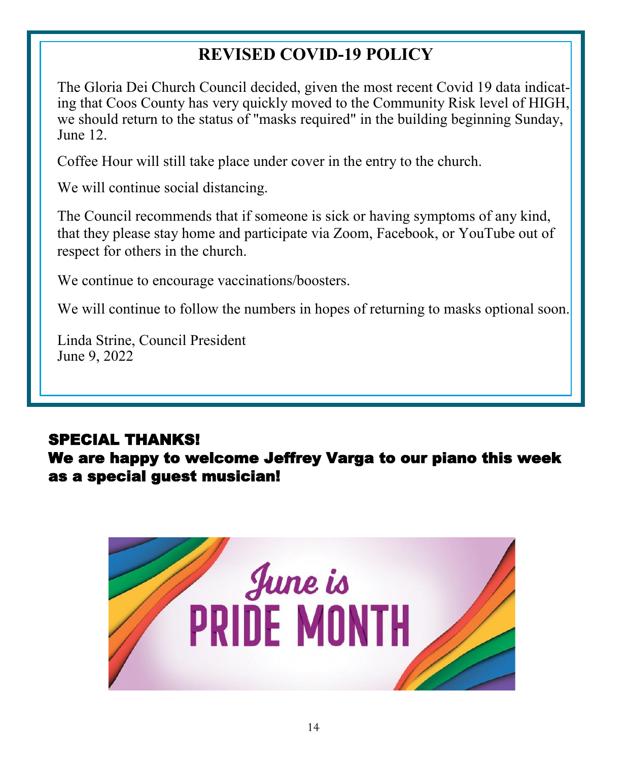## REVISED COVID-19 POLICY

The Gloria Dei Church Council decided, given the most recent Covid 19 data indicating that Coos County has very quickly moved to the Community Risk level of HIGH, we should return to the status of "masks required" in the building beginning Sunday, June 12.

Coffee Hour will still take place under cover in the entry to the church.

We will continue social distancing.

The Council recommends that if someone is sick or having symptoms of any kind, that they please stay home and participate via Zoom, Facebook, or YouTube out of respect for others in the church.

We continue to encourage vaccinations/boosters.

We will continue to follow the numbers in hopes of returning to masks optional soon.

Linda Strine, Council President
June 9, 2022

**SPECIAL THANKS!**
**We are happy to welcome Jeffrey Varga to our piano this week as a special guest musician!**

June is
PRIDE MONTH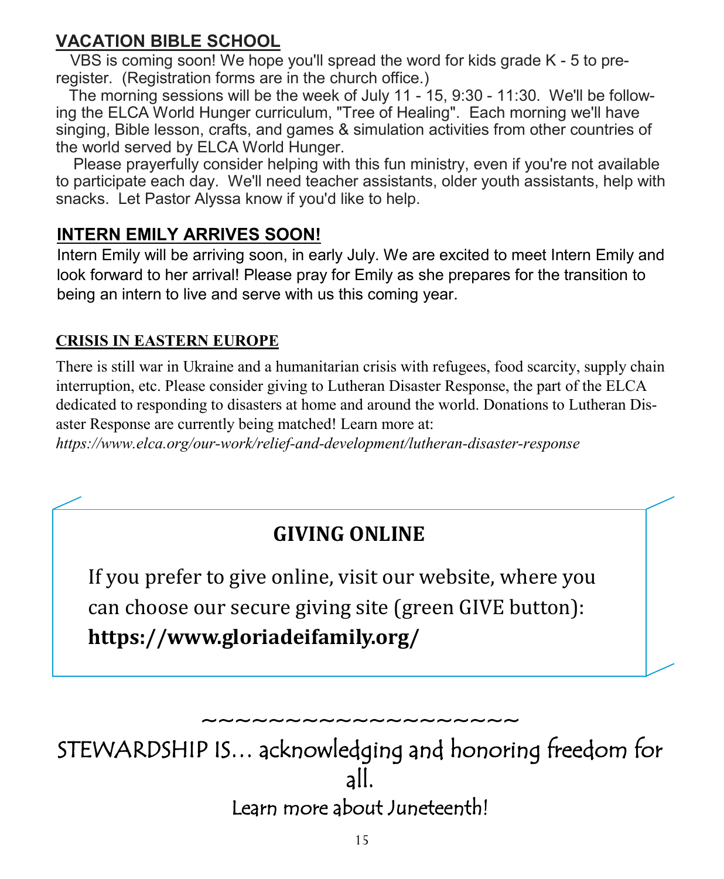## VACATION BIBLE SCHOOL

VBS is coming soon! We hope you'll spread the word for kids grade K - 5 to pre-register. (Registration forms are in the church office.)

The morning sessions will be the week of July 11 - 15, 9:30 - 11:30. We'll be following the ELCA World Hunger curriculum, "Tree of Healing". Each morning we'll have singing, Bible lesson, crafts, and games & simulation activities from other countries of the world served by ELCA World Hunger.

Please prayerfully consider helping with this fun ministry, even if you're not available to participate each day. We'll need teacher assistants, older youth assistants, help with snacks. Let Pastor Alyssa know if you'd like to help.

## INTERN EMILY ARRIVES SOON!

Intern Emily will be arriving soon, in early July. We are excited to meet Intern Emily and look forward to her arrival! Please pray for Emily as she prepares for the transition to being an intern to live and serve with us this coming year.

## CRISIS IN EASTERN EUROPE

There is still war in Ukraine and a humanitarian crisis with refugees, food scarcity, supply chain interruption, etc. Please consider giving to Lutheran Disaster Response, the part of the ELCA dedicated to responding to disasters at home and around the world. Donations to Lutheran Disaster Response are currently being matched! Learn more at:
*https://www.elca.org/our-work/relief-and-development/lutheran-disaster-response*

## GIVING ONLINE

If you prefer to give online, visit our website, where you can choose our secure giving site (green GIVE button):
**https://www.gloriadeifamily.org/**

~~~~~~~~~~~~~~~~~~~~

STEWARDSHIP IS… acknowledging and honoring freedom for all.

Learn more about Juneteenth!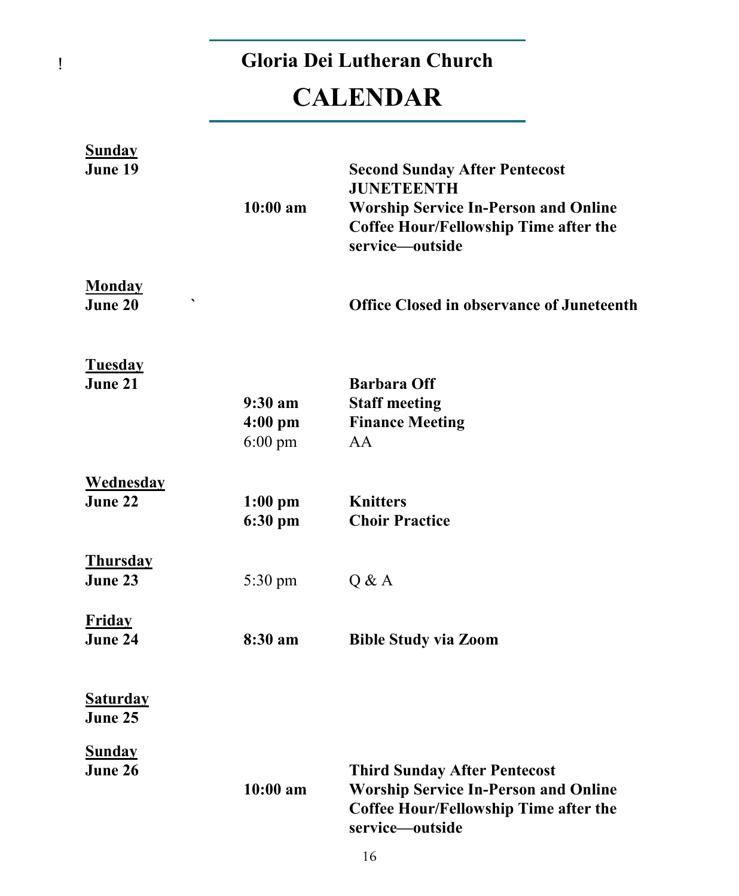## Gloria Dei Lutheran Church

# CALENDAR

| | | |
|---|---|---|
| **Sunday** | | |
| **June 19** | | **Second Sunday After Pentecost** |
| | | **JUNETEENTH** |
| | **10:00 am** | **Worship Service In-Person and Online** |
| | | **Coffee Hour/Fellowship Time after the service—outside** |
| **Monday** | | |
| **June 20** | | **Office Closed in observance of Juneteenth** |
| **Tuesday** | | |
| **June 21** | | **Barbara Off** |
| | **9:30 am** | **Staff meeting** |
| | **4:00 pm** | **Finance Meeting** |
| | 6:00 pm | AA |
| **Wednesday** | | |
| **June 22** | **1:00 pm** | **Knitters** |
| | **6:30 pm** | **Choir Practice** |
| **Thursday** | | |
| **June 23** | 5:30 pm | Q & A |
| **Friday** | | |
| **June 24** | **8:30 am** | **Bible Study via Zoom** |
| **Saturday** | | |
| **June 25** | | |
| **Sunday** | | |
| **June 26** | | **Third Sunday After Pentecost** |
| | **10:00 am** | **Worship Service In-Person and Online** |
| | | **Coffee Hour/Fellowship Time after the service—outside** |